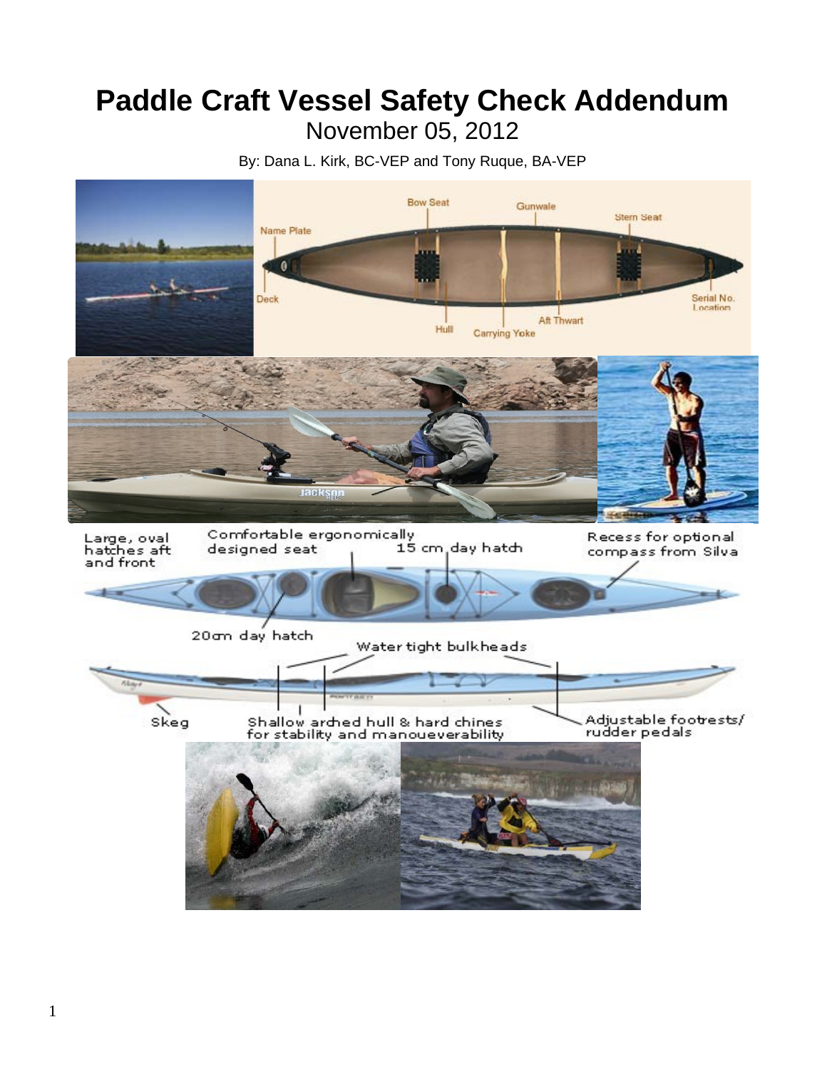# Paddle Craft Vessel Safety Check Addendum

November 05, 2012

By: Dana L. Kirk, BC-VEP and Tony Ruque, BA-VEP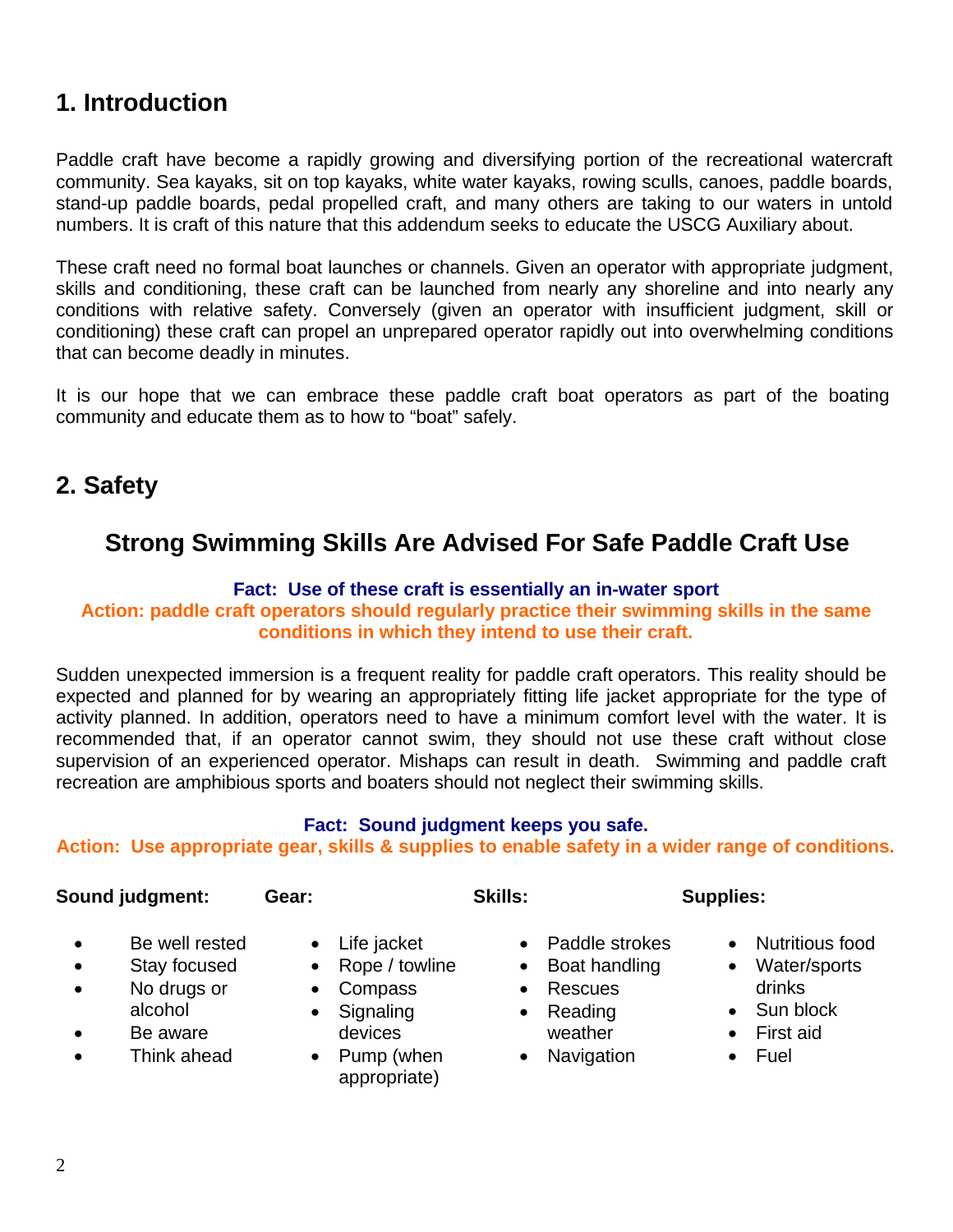## 1. Introduction

Paddle craft have become a rapidly growing and diversifying portion of the recreational watercraft community. Sea kayaks, sit on top kayaks, white water kayaks, rowing sculls, canoes, paddle boards, stand-up paddle boards, pedal propelled craft, and many others are taking to our waters in untold numbers. It is craft of this nature that this addendum seeks to educate the USCG Auxiliary about.

These craft need no formal boat launches or channels. Given an operator with appropriate judgment, skills and conditioning, these craft can be launched from nearly any shoreline and into nearly any conditions with relative safety. Conversely (given an operator with insufficient judgment, skill or conditioning) these craft can propel an unprepared operator rapidly out into overwhelming conditions that can become deadly in minutes.

It is our hope that we can embrace these paddle craft boat operators as part of the boating community and educate them as to how to "boat" safely.

## 2. Safety

### Strong Swimming Skills Are Advised For Safe Paddle Craft Use

**Fact: Use of these craft is essentially an in-water sport**

**Action: paddle craft operators should regularly practice their swimming skills in the same conditions in which they intend to use their craft.**

Sudden unexpected immersion is a frequent reality for paddle craft operators. This reality should be expected and planned for by wearing an appropriately fitting life jacket appropriate for the type of activity planned. In addition, operators need to have a minimum comfort level with the water. It is recommended that, if an operator cannot swim, they should not use these craft without close supervision of an experienced operator. Mishaps can result in death. Swimming and paddle craft recreation are amphibious sports and boaters should not neglect their swimming skills.

**Fact: Sound judgment keeps you safe.**

**Action: Use appropriate gear, skills & supplies to enable safety in a wider range of conditions.**

**Sound judgment:**

- Be well rested
- Stay focused
- No drugs or alcohol
- Be aware
- Think ahead

**Gear:**

- Life jacket
- Rope / towline
- Compass
- Signaling devices
- Pump (when appropriate)

**Skills:**

- Paddle strokes
- Boat handling
- Rescues
- Reading weather
- Navigation

**Supplies:**

- Nutritious food
- Water/sports drinks
- Sun block
- First aid
- Fuel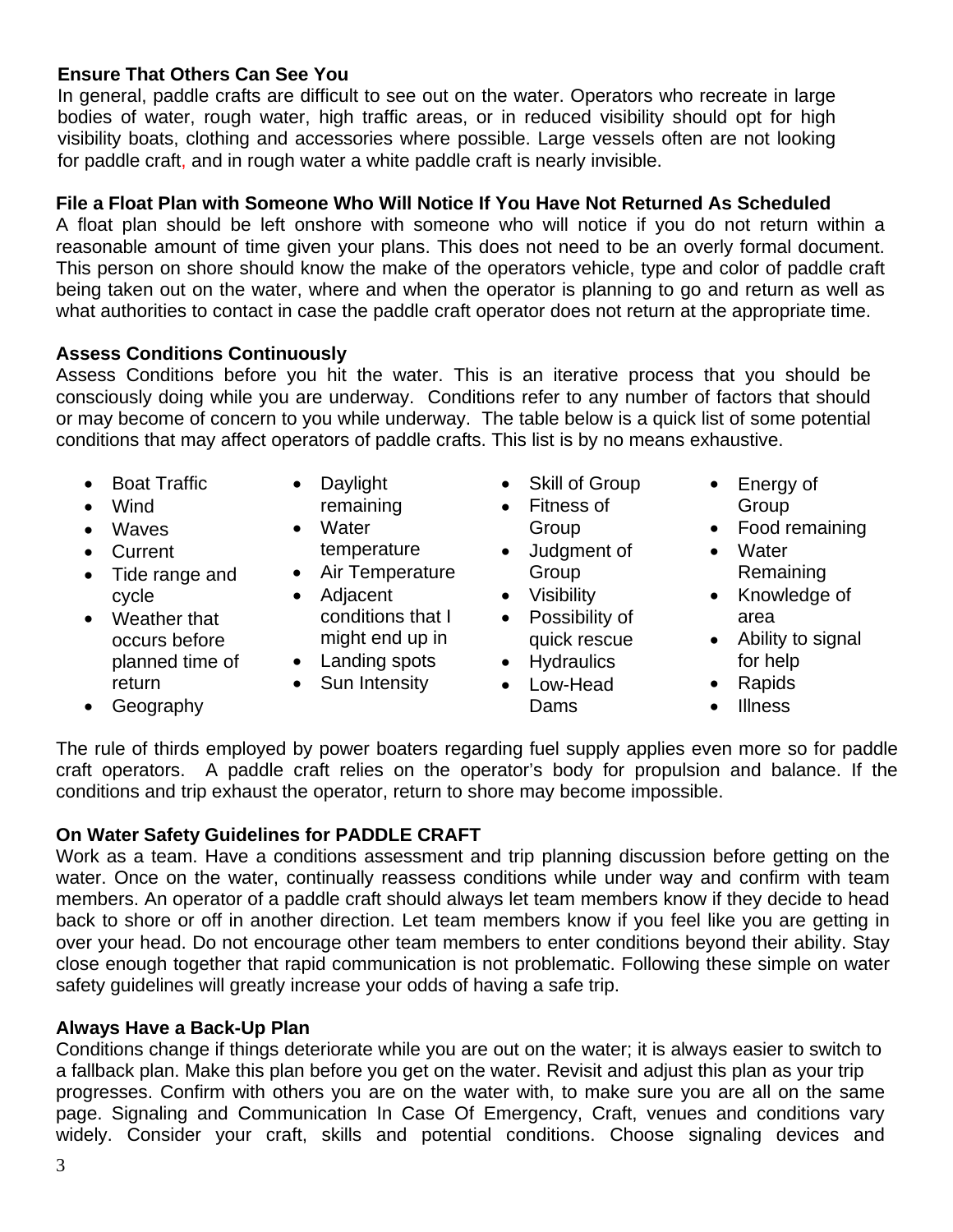**Ensure That Others Can See You**

In general, paddle crafts are difficult to see out on the water. Operators who recreate in large bodies of water, rough water, high traffic areas, or in reduced visibility should opt for high visibility boats, clothing and accessories where possible. Large vessels often are not looking for paddle craft, and in rough water a white paddle craft is nearly invisible.

**File a Float Plan with Someone Who Will Notice If You Have Not Returned As Scheduled**

A float plan should be left onshore with someone who will notice if you do not return within a reasonable amount of time given your plans. This does not need to be an overly formal document. This person on shore should know the make of the operators vehicle, type and color of paddle craft being taken out on the water, where and when the operator is planning to go and return as well as what authorities to contact in case the paddle craft operator does not return at the appropriate time.

**Assess Conditions Continuously**

Assess Conditions before you hit the water. This is an iterative process that you should be consciously doing while you are underway. Conditions refer to any number of factors that should or may become of concern to you while underway. The table below is a quick list of some potential conditions that may affect operators of paddle crafts. This list is by no means exhaustive.

- Boat Traffic
- Wind
- Waves
- Current
- Tide range and cycle
- Weather that occurs before planned time of return
- Geography
- Daylight remaining
- Water temperature
- Air Temperature
- Adjacent conditions that I might end up in
- Landing spots
- Sun Intensity
- Skill of Group
- Fitness of Group
- Judgment of Group
- Visibility
- Possibility of quick rescue
- Hydraulics
- Low-Head Dams
- Energy of Group
- Food remaining
- Water Remaining
- Knowledge of area
- Ability to signal for help
- Rapids
- Illness

The rule of thirds employed by power boaters regarding fuel supply applies even more so for paddle craft operators. A paddle craft relies on the operator's body for propulsion and balance. If the conditions and trip exhaust the operator, return to shore may become impossible.

**On Water Safety Guidelines for PADDLE CRAFT**

Work as a team. Have a conditions assessment and trip planning discussion before getting on the water. Once on the water, continually reassess conditions while under way and confirm with team members. An operator of a paddle craft should always let team members know if they decide to head back to shore or off in another direction. Let team members know if you feel like you are getting in over your head. Do not encourage other team members to enter conditions beyond their ability. Stay close enough together that rapid communication is not problematic. Following these simple on water safety guidelines will greatly increase your odds of having a safe trip.

**Always Have a Back-Up Plan**

Conditions change if things deteriorate while you are out on the water; it is always easier to switch to a fallback plan. Make this plan before you get on the water. Revisit and adjust this plan as your trip progresses. Confirm with others you are on the water with, to make sure you are all on the same page. Signaling and Communication In Case Of Emergency, Craft, venues and conditions vary widely. Consider your craft, skills and potential conditions. Choose signaling devices and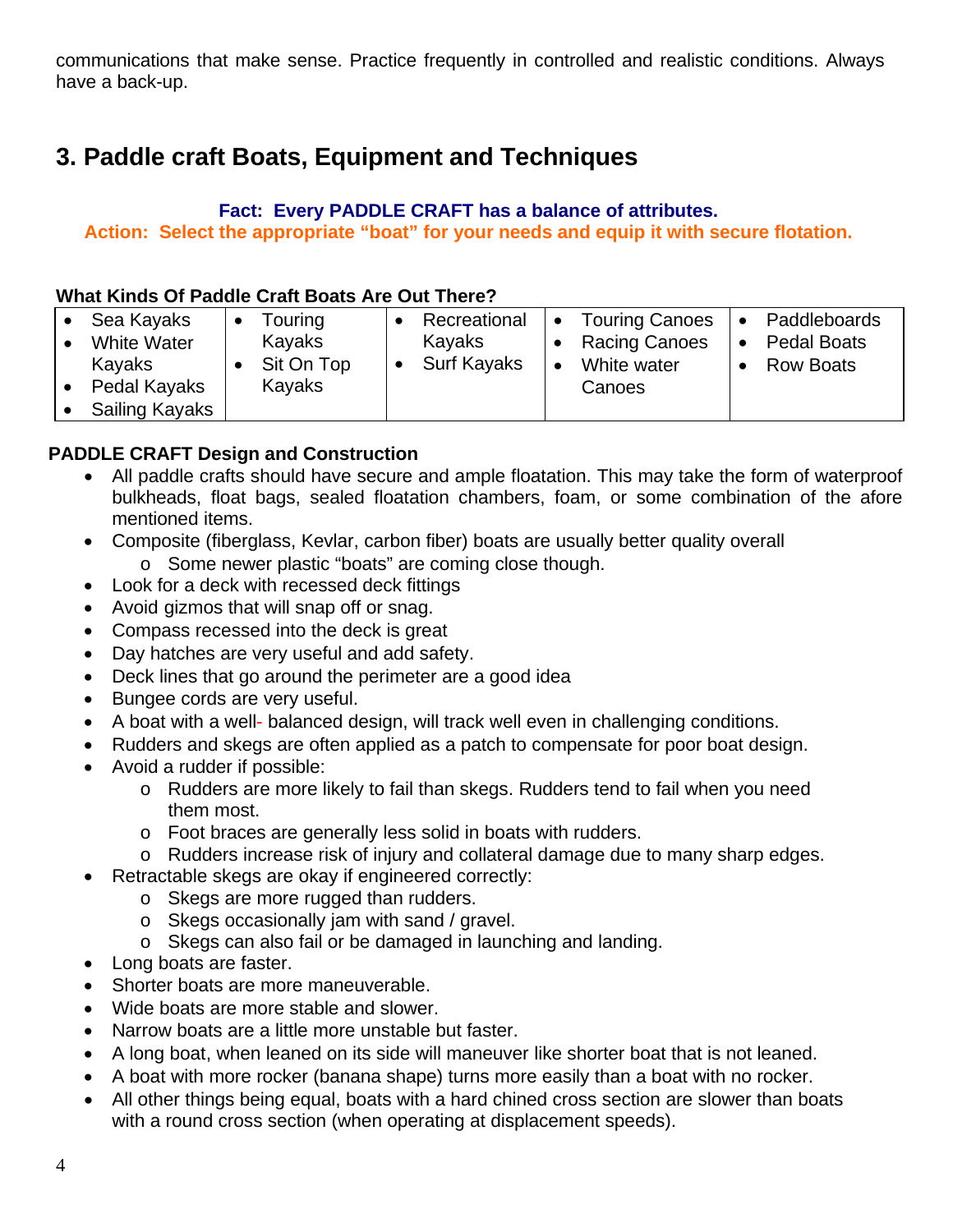communications that make sense. Practice frequently in controlled and realistic conditions. Always have a back-up.

## 3. Paddle craft Boats, Equipment and Techniques

**Fact: Every PADDLE CRAFT has a balance of attributes.**
**Action: Select the appropriate "boat" for your needs and equip it with secure flotation.**

**What Kinds Of Paddle Craft Boats Are Out There?**

| | | | | |
|---|---|---|---|---|
| • Sea Kayaks<br>• White Water Kayaks<br>• Pedal Kayaks<br>• Sailing Kayaks | • Touring Kayaks<br>• Sit On Top Kayaks | • Recreational Kayaks<br>• Surf Kayaks | • Touring Canoes<br>• Racing Canoes<br>• White water Canoes | • Paddleboards<br>• Pedal Boats<br>• Row Boats |

**PADDLE CRAFT Design and Construction**

- All paddle crafts should have secure and ample floatation. This may take the form of waterproof bulkheads, float bags, sealed floatation chambers, foam, or some combination of the afore mentioned items.
- Composite (fiberglass, Kevlar, carbon fiber) boats are usually better quality overall
  - Some newer plastic "boats" are coming close though.
- Look for a deck with recessed deck fittings
- Avoid gizmos that will snap off or snag.
- Compass recessed into the deck is great
- Day hatches are very useful and add safety.
- Deck lines that go around the perimeter are a good idea
- Bungee cords are very useful.
- A boat with a well- balanced design, will track well even in challenging conditions.
- Rudders and skegs are often applied as a patch to compensate for poor boat design.
- Avoid a rudder if possible:
  - Rudders are more likely to fail than skegs. Rudders tend to fail when you need them most.
  - Foot braces are generally less solid in boats with rudders.
  - Rudders increase risk of injury and collateral damage due to many sharp edges.
- Retractable skegs are okay if engineered correctly:
  - Skegs are more rugged than rudders.
  - Skegs occasionally jam with sand / gravel.
  - Skegs can also fail or be damaged in launching and landing.
- Long boats are faster.
- Shorter boats are more maneuverable.
- Wide boats are more stable and slower.
- Narrow boats are a little more unstable but faster.
- A long boat, when leaned on its side will maneuver like shorter boat that is not leaned.
- A boat with more rocker (banana shape) turns more easily than a boat with no rocker.
- All other things being equal, boats with a hard chined cross section are slower than boats with a round cross section (when operating at displacement speeds).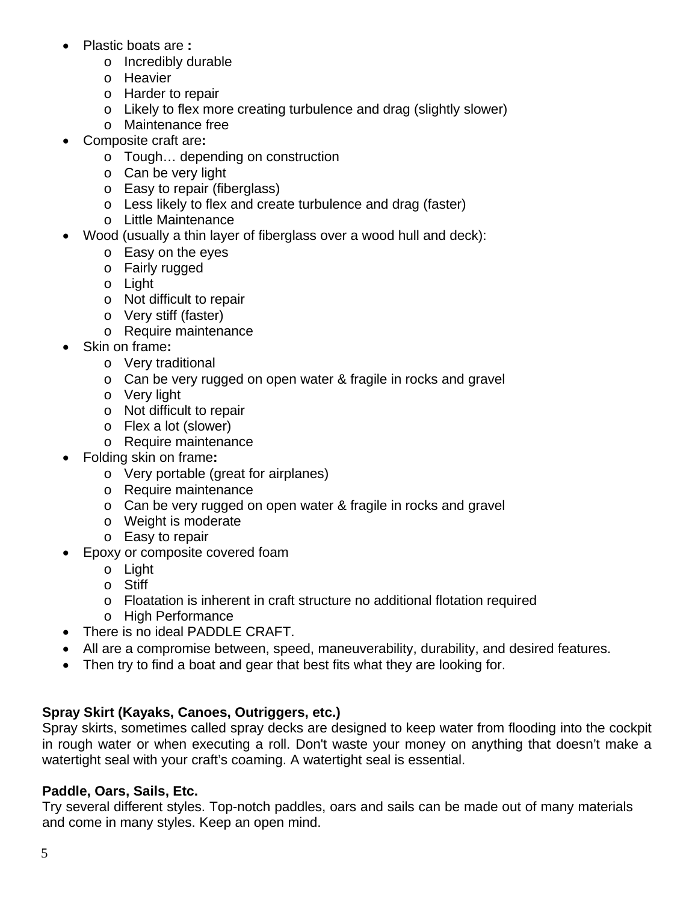- Plastic boats are **:**
  - Incredibly durable
  - Heavier
  - Harder to repair
  - Likely to flex more creating turbulence and drag (slightly slower)
  - Maintenance free
- Composite craft are**:**
  - Tough… depending on construction
  - Can be very light
  - Easy to repair (fiberglass)
  - Less likely to flex and create turbulence and drag (faster)
  - Little Maintenance
- Wood (usually a thin layer of fiberglass over a wood hull and deck):
  - Easy on the eyes
  - Fairly rugged
  - Light
  - Not difficult to repair
  - Very stiff (faster)
  - Require maintenance
- Skin on frame**:**
  - Very traditional
  - Can be very rugged on open water & fragile in rocks and gravel
  - Very light
  - Not difficult to repair
  - Flex a lot (slower)
  - Require maintenance
- Folding skin on frame**:**
  - Very portable (great for airplanes)
  - Require maintenance
  - Can be very rugged on open water & fragile in rocks and gravel
  - Weight is moderate
  - Easy to repair
- Epoxy or composite covered foam
  - Light
  - Stiff
  - Floatation is inherent in craft structure no additional flotation required
  - High Performance
- There is no ideal PADDLE CRAFT.
- All are a compromise between, speed, maneuverability, durability, and desired features.
- Then try to find a boat and gear that best fits what they are looking for.

**Spray Skirt (Kayaks, Canoes, Outriggers, etc.)**

Spray skirts, sometimes called spray decks are designed to keep water from flooding into the cockpit in rough water or when executing a roll. Don't waste your money on anything that doesn't make a watertight seal with your craft's coaming. A watertight seal is essential.

**Paddle, Oars, Sails, Etc.**

Try several different styles. Top-notch paddles, oars and sails can be made out of many materials and come in many styles. Keep an open mind.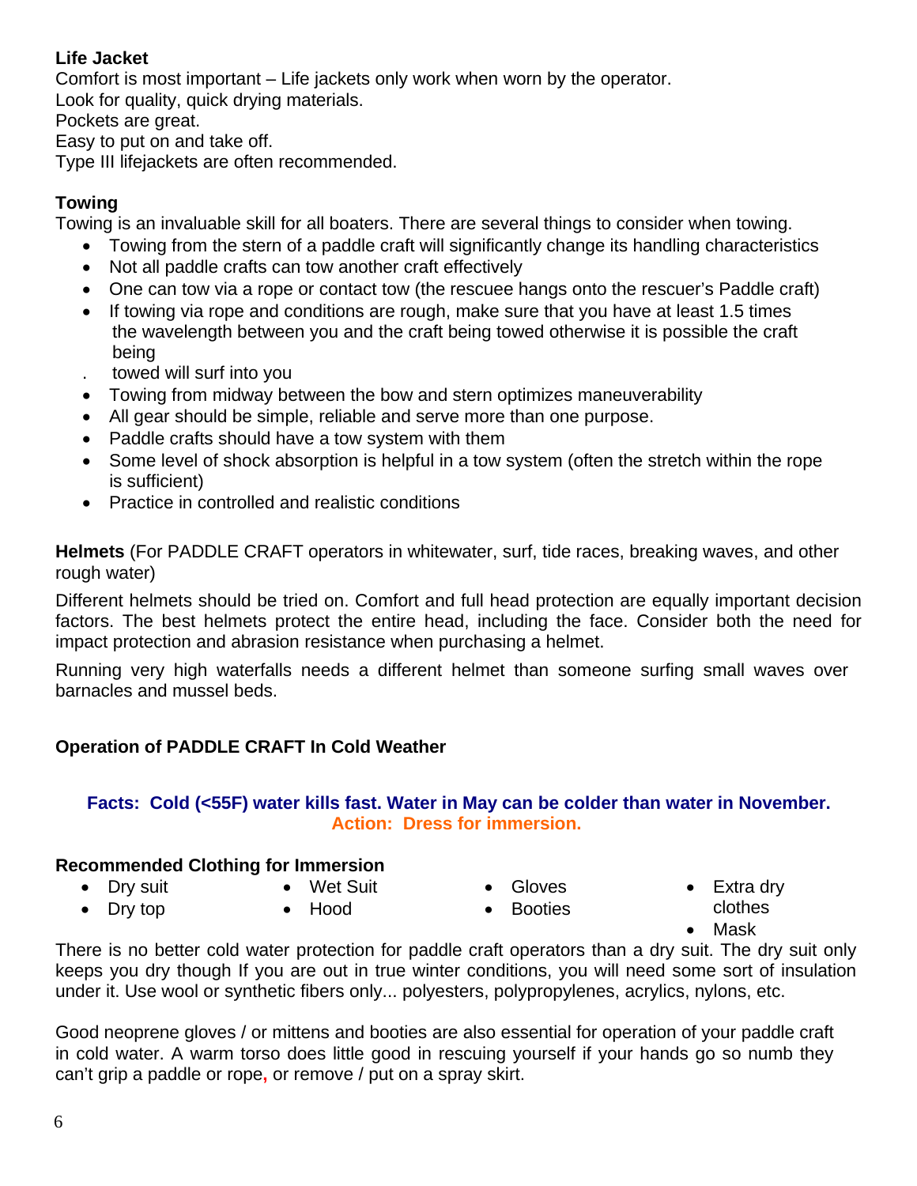**Life Jacket**

Comfort is most important – Life jackets only work when worn by the operator.
Look for quality, quick drying materials.
Pockets are great.
Easy to put on and take off.
Type III lifejackets are often recommended.

**Towing**

Towing is an invaluable skill for all boaters. There are several things to consider when towing.

- Towing from the stern of a paddle craft will significantly change its handling characteristics
- Not all paddle crafts can tow another craft effectively
- One can tow via a rope or contact tow (the rescuee hangs onto the rescuer's Paddle craft)
- If towing via rope and conditions are rough, make sure that you have at least 1.5 times the wavelength between you and the craft being towed otherwise it is possible the craft being towed will surf into you
- Towing from midway between the bow and stern optimizes maneuverability
- All gear should be simple, reliable and serve more than one purpose.
- Paddle crafts should have a tow system with them
- Some level of shock absorption is helpful in a tow system (often the stretch within the rope is sufficient)
- Practice in controlled and realistic conditions

**Helmets** (For PADDLE CRAFT operators in whitewater, surf, tide races, breaking waves, and other rough water)

Different helmets should be tried on. Comfort and full head protection are equally important decision factors. The best helmets protect the entire head, including the face. Consider both the need for impact protection and abrasion resistance when purchasing a helmet.

Running very high waterfalls needs a different helmet than someone surfing small waves over barnacles and mussel beds.

**Operation of PADDLE CRAFT In Cold Weather**

**Facts: Cold (<55F) water kills fast. Water in May can be colder than water in November.**
**Action: Dress for immersion.**

**Recommended Clothing for Immersion**

- Dry suit
- Dry top
- Wet Suit
- Hood
- Gloves
- Booties
- Extra dry clothes
- Mask

There is no better cold water protection for paddle craft operators than a dry suit. The dry suit only keeps you dry though If you are out in true winter conditions, you will need some sort of insulation under it. Use wool or synthetic fibers only... polyesters, polypropylenes, acrylics, nylons, etc.

Good neoprene gloves / or mittens and booties are also essential for operation of your paddle craft in cold water. A warm torso does little good in rescuing yourself if your hands go so numb they can't grip a paddle or rope, or remove / put on a spray skirt.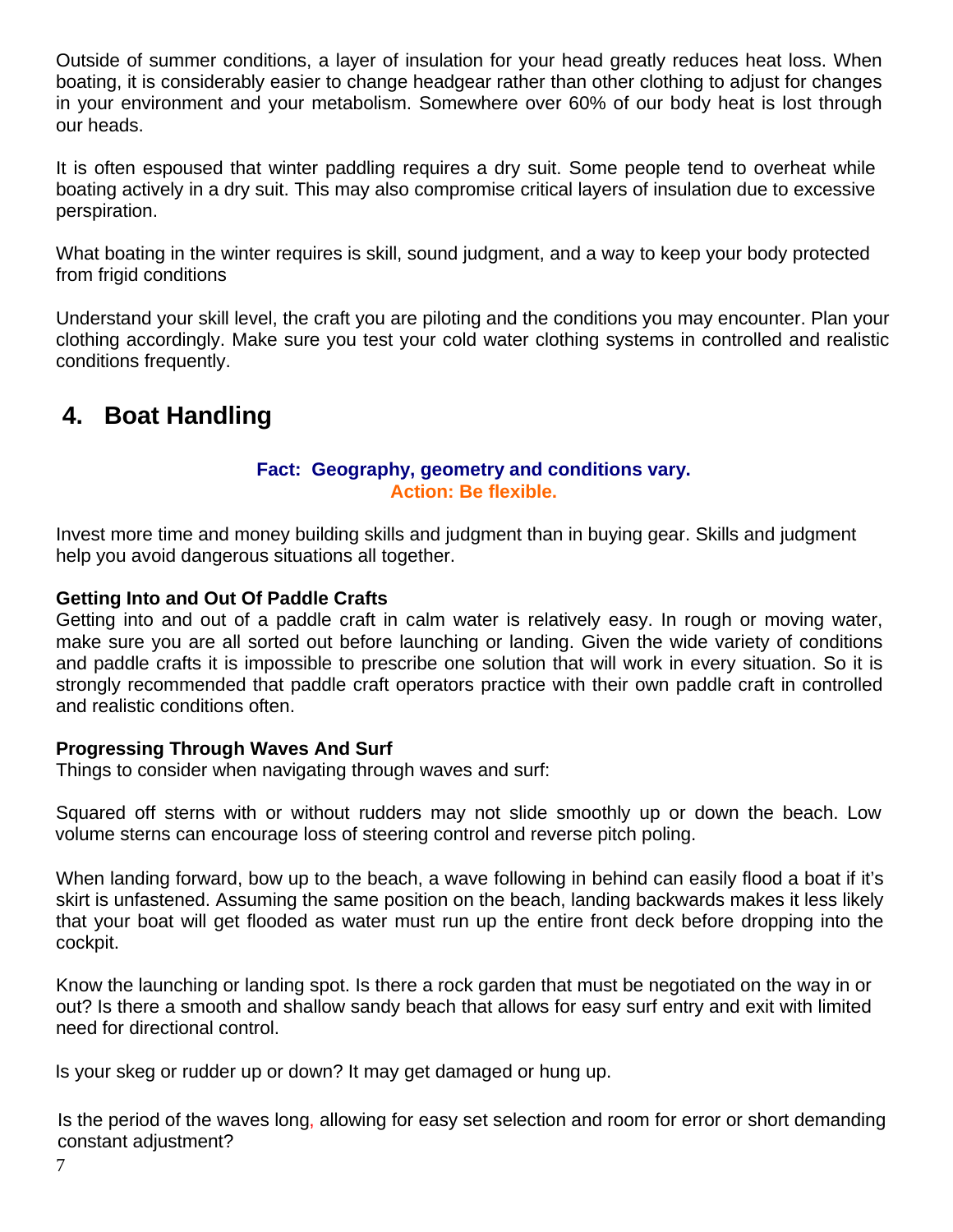Outside of summer conditions, a layer of insulation for your head greatly reduces heat loss. When boating, it is considerably easier to change headgear rather than other clothing to adjust for changes in your environment and your metabolism. Somewhere over 60% of our body heat is lost through our heads.

It is often espoused that winter paddling requires a dry suit. Some people tend to overheat while boating actively in a dry suit. This may also compromise critical layers of insulation due to excessive perspiration.

What boating in the winter requires is skill, sound judgment, and a way to keep your body protected from frigid conditions

Understand your skill level, the craft you are piloting and the conditions you may encounter. Plan your clothing accordingly. Make sure you test your cold water clothing systems in controlled and realistic conditions frequently.

## 4. Boat Handling

**Fact: Geography, geometry and conditions vary.**
**Action: Be flexible.**

Invest more time and money building skills and judgment than in buying gear. Skills and judgment help you avoid dangerous situations all together.

**Getting Into and Out Of Paddle Crafts**
Getting into and out of a paddle craft in calm water is relatively easy. In rough or moving water, make sure you are all sorted out before launching or landing. Given the wide variety of conditions and paddle crafts it is impossible to prescribe one solution that will work in every situation. So it is strongly recommended that paddle craft operators practice with their own paddle craft in controlled and realistic conditions often.

**Progressing Through Waves And Surf**
Things to consider when navigating through waves and surf:

Squared off sterns with or without rudders may not slide smoothly up or down the beach. Low volume sterns can encourage loss of steering control and reverse pitch poling.

When landing forward, bow up to the beach, a wave following in behind can easily flood a boat if it's skirt is unfastened. Assuming the same position on the beach, landing backwards makes it less likely that your boat will get flooded as water must run up the entire front deck before dropping into the cockpit.

Know the launching or landing spot. Is there a rock garden that must be negotiated on the way in or out? Is there a smooth and shallow sandy beach that allows for easy surf entry and exit with limited need for directional control.

Is your skeg or rudder up or down? It may get damaged or hung up.

Is the period of the waves long, allowing for easy set selection and room for error or short demanding constant adjustment?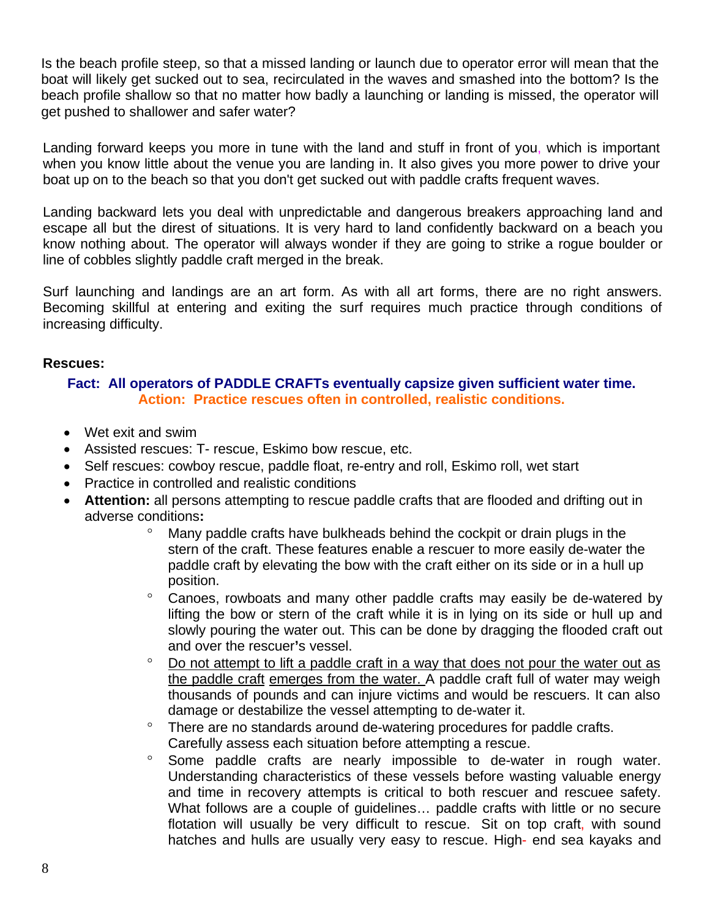Is the beach profile steep, so that a missed landing or launch due to operator error will mean that the boat will likely get sucked out to sea, recirculated in the waves and smashed into the bottom? Is the beach profile shallow so that no matter how badly a launching or landing is missed, the operator will get pushed to shallower and safer water?

Landing forward keeps you more in tune with the land and stuff in front of you, which is important when you know little about the venue you are landing in. It also gives you more power to drive your boat up on to the beach so that you don't get sucked out with paddle crafts frequent waves.

Landing backward lets you deal with unpredictable and dangerous breakers approaching land and escape all but the direst of situations. It is very hard to land confidently backward on a beach you know nothing about. The operator will always wonder if they are going to strike a rogue boulder or line of cobbles slightly paddle craft merged in the break.

Surf launching and landings are an art form. As with all art forms, there are no right answers. Becoming skillful at entering and exiting the surf requires much practice through conditions of increasing difficulty.

**Rescues:**

**Fact: All operators of PADDLE CRAFTs eventually capsize given sufficient water time.**
**Action: Practice rescues often in controlled, realistic conditions.**

- Wet exit and swim
- Assisted rescues: T- rescue, Eskimo bow rescue, etc.
- Self rescues: cowboy rescue, paddle float, re-entry and roll, Eskimo roll, wet start
- Practice in controlled and realistic conditions
- **Attention:** all persons attempting to rescue paddle crafts that are flooded and drifting out in adverse conditions**:**
  - Many paddle crafts have bulkheads behind the cockpit or drain plugs in the stern of the craft. These features enable a rescuer to more easily de-water the paddle craft by elevating the bow with the craft either on its side or in a hull up position.
  - Canoes, rowboats and many other paddle crafts may easily be de-watered by lifting the bow or stern of the craft while it is in lying on its side or hull up and slowly pouring the water out. This can be done by dragging the flooded craft out and over the rescuer's vessel.
  - Do not attempt to lift a paddle craft in a way that does not pour the water out as the paddle craft emerges from the water. A paddle craft full of water may weigh thousands of pounds and can injure victims and would be rescuers. It can also damage or destabilize the vessel attempting to de-water it.
  - There are no standards around de-watering procedures for paddle crafts. Carefully assess each situation before attempting a rescue.
  - Some paddle crafts are nearly impossible to de-water in rough water. Understanding characteristics of these vessels before wasting valuable energy and time in recovery attempts is critical to both rescuer and rescuee safety. What follows are a couple of guidelines… paddle crafts with little or no secure flotation will usually be very difficult to rescue. Sit on top craft, with sound hatches and hulls are usually very easy to rescue. High- end sea kayaks and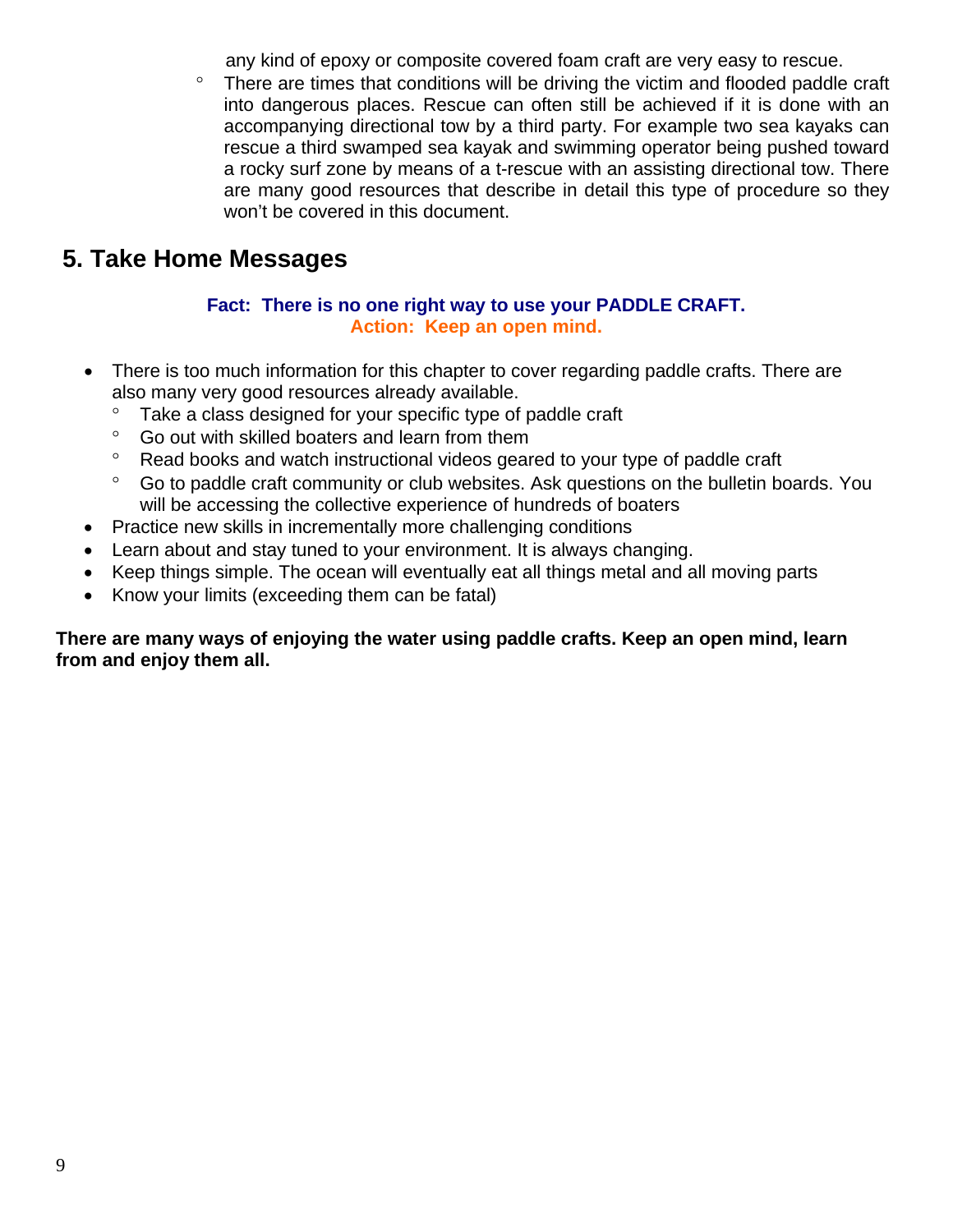any kind of epoxy or composite covered foam craft are very easy to rescue.

  - There are times that conditions will be driving the victim and flooded paddle craft into dangerous places. Rescue can often still be achieved if it is done with an accompanying directional tow by a third party. For example two sea kayaks can rescue a third swamped sea kayak and swimming operator being pushed toward a rocky surf zone by means of a t-rescue with an assisting directional tow. There are many good resources that describe in detail this type of procedure so they won't be covered in this document.

## 5. Take Home Messages

**Fact: There is no one right way to use your PADDLE CRAFT.**
**Action: Keep an open mind.**

- There is too much information for this chapter to cover regarding paddle crafts. There are also many very good resources already available.
  - Take a class designed for your specific type of paddle craft
  - Go out with skilled boaters and learn from them
  - Read books and watch instructional videos geared to your type of paddle craft
  - Go to paddle craft community or club websites. Ask questions on the bulletin boards. You will be accessing the collective experience of hundreds of boaters
- Practice new skills in incrementally more challenging conditions
- Learn about and stay tuned to your environment. It is always changing.
- Keep things simple. The ocean will eventually eat all things metal and all moving parts
- Know your limits (exceeding them can be fatal)

**There are many ways of enjoying the water using paddle crafts. Keep an open mind, learn from and enjoy them all.**